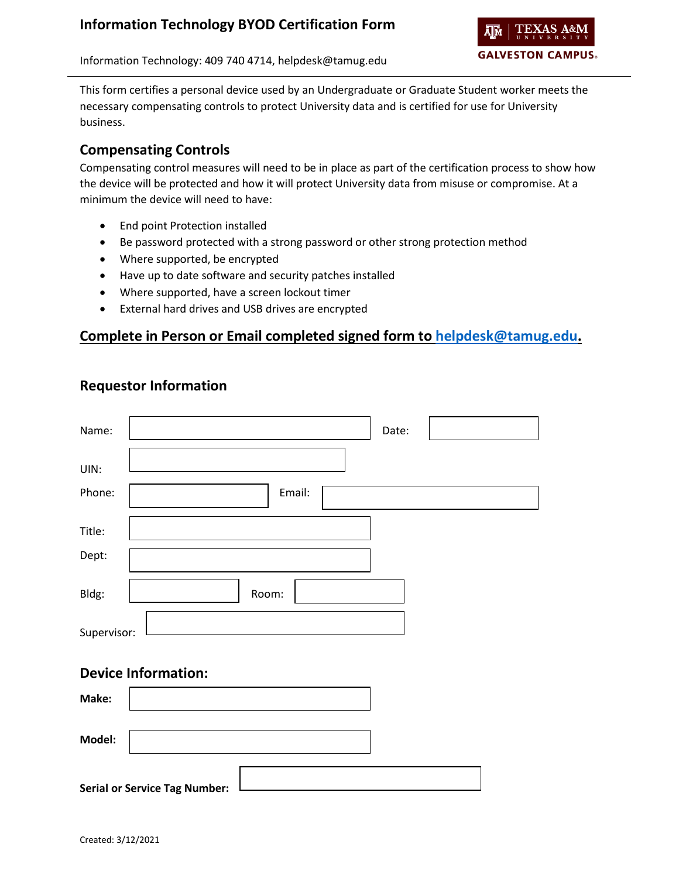# Information Technology BYOD Certification Form

TEXAS A&M UNIVERSITY
GALVESTON CAMPUS

Information Technology: 409 740 4714, helpdesk@tamug.edu

This form certifies a personal device used by an Undergraduate or Graduate Student worker meets the necessary compensating controls to protect University data and is certified for use for University business.

## Compensating Controls

Compensating control measures will need to be in place as part of the certification process to show how the device will be protected and how it will protect University data from misuse or compromise. At a minimum the device will need to have:

- End point Protection installed
- Be password protected with a strong password or other strong protection method
- Where supported, be encrypted
- Have up to date software and security patches installed
- Where supported, have a screen lockout timer
- External hard drives and USB drives are encrypted

**Complete in Person or Email completed signed form to helpdesk@tamug.edu.**

## Requestor Information

Name: ______________________ Date: ____________

UIN: ______________________

Phone: ______________ Email: ______________________

Title: ______________________

Dept: ______________________

Bldg: ____________ Room: ____________

Supervisor: ______________________

## Device Information:

**Make:** ______________________

**Model:** ______________________

**Serial or Service Tag Number:** ______________________

Created: 3/12/2021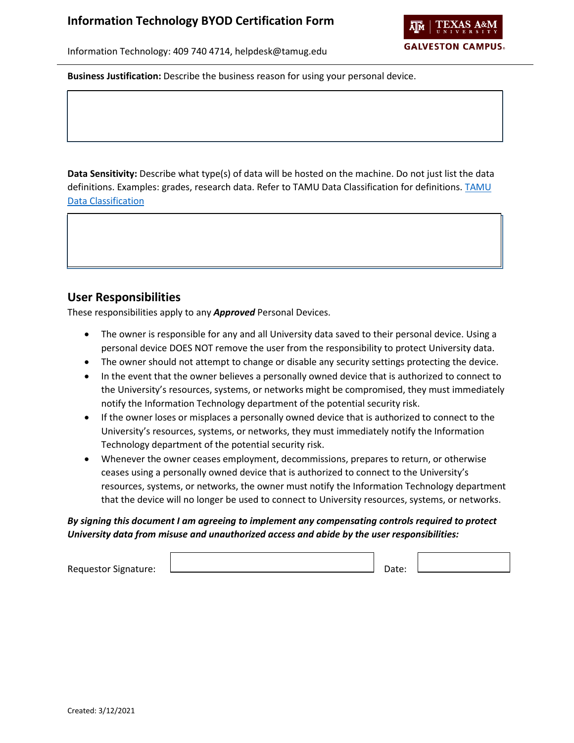# Information Technology BYOD Certification Form

Information Technology: 409 740 4714, helpdesk@tamug.edu

**Business Justification:** Describe the business reason for using your personal device.

**Data Sensitivity:** Describe what type(s) of data will be hosted on the machine. Do not just list the data definitions. Examples: grades, research data. Refer to TAMU Data Classification for definitions. [TAMU Data Classification]

## User Responsibilities

These responsibilities apply to any ***Approved*** Personal Devices.

- The owner is responsible for any and all University data saved to their personal device. Using a personal device DOES NOT remove the user from the responsibility to protect University data.
- The owner should not attempt to change or disable any security settings protecting the device.
- In the event that the owner believes a personally owned device that is authorized to connect to the University's resources, systems, or networks might be compromised, they must immediately notify the Information Technology department of the potential security risk.
- If the owner loses or misplaces a personally owned device that is authorized to connect to the University's resources, systems, or networks, they must immediately notify the Information Technology department of the potential security risk.
- Whenever the owner ceases employment, decommissions, prepares to return, or otherwise ceases using a personally owned device that is authorized to connect to the University's resources, systems, or networks, the owner must notify the Information Technology department that the device will no longer be used to connect to University resources, systems, or networks.

***By signing this document I am agreeing to implement any compensating controls required to protect University data from misuse and unauthorized access and abide by the user responsibilities:***

Requestor Signature: ____________________ Date: __________

Created: 3/12/2021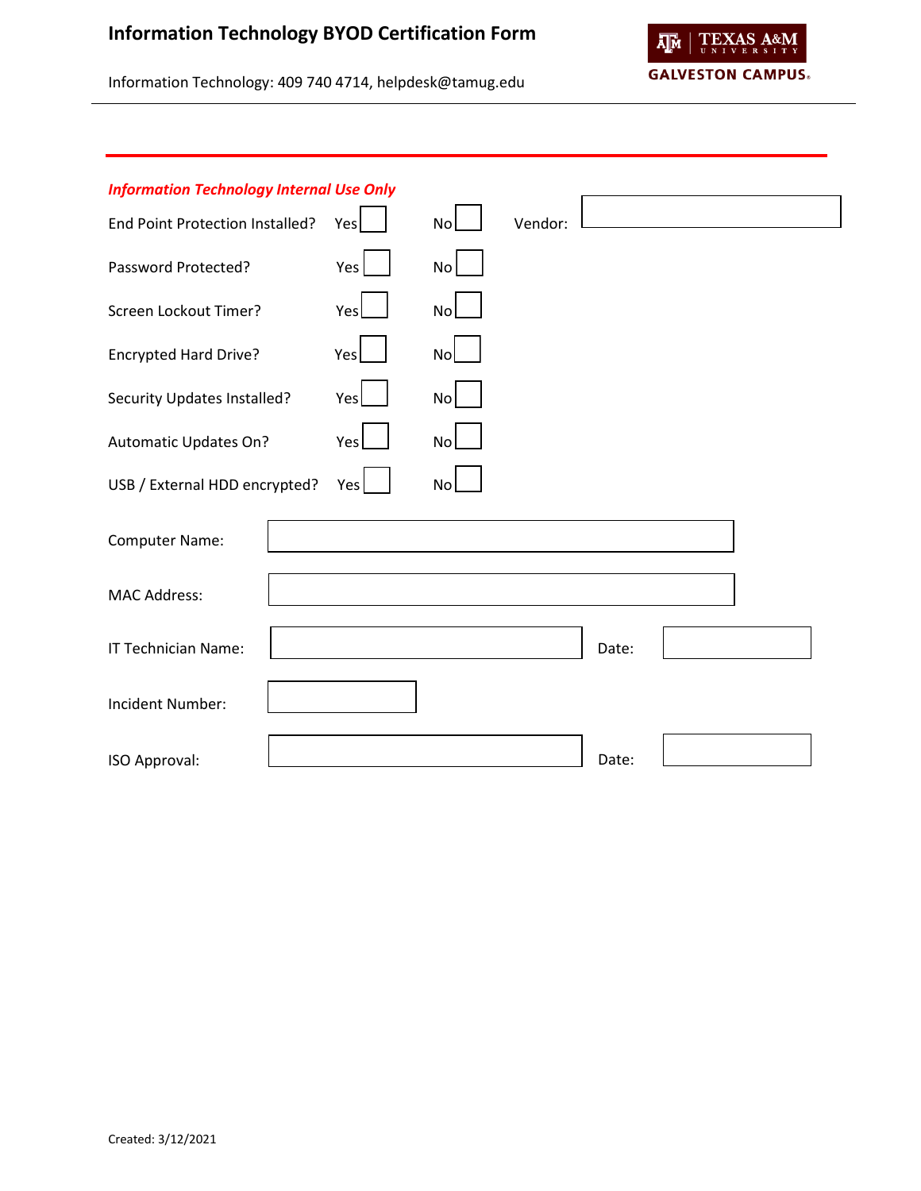# Information Technology BYOD Certification Form

Information Technology: 409 740 4714, helpdesk@tamug.edu

TEXAS A&M UNIVERSITY GALVESTON CAMPUS

***Information Technology Internal Use Only***

| | | | |
|---|---|---|---|
| End Point Protection Installed? | Yes ☐ | No ☐ | Vendor: |
| Password Protected? | Yes ☐ | No ☐ | |
| Screen Lockout Timer? | Yes ☐ | No ☐ | |
| Encrypted Hard Drive? | Yes ☐ | No ☐ | |
| Security Updates Installed? | Yes ☐ | No ☐ | |
| Automatic Updates On? | Yes ☐ | No ☐ | |
| USB / External HDD encrypted? | Yes ☐ | No ☐ | |

Computer Name:

MAC Address:

IT Technician Name: &nbsp;&nbsp;&nbsp;&nbsp; Date:

Incident Number:

ISO Approval: &nbsp;&nbsp;&nbsp;&nbsp; Date:

Created: 3/12/2021